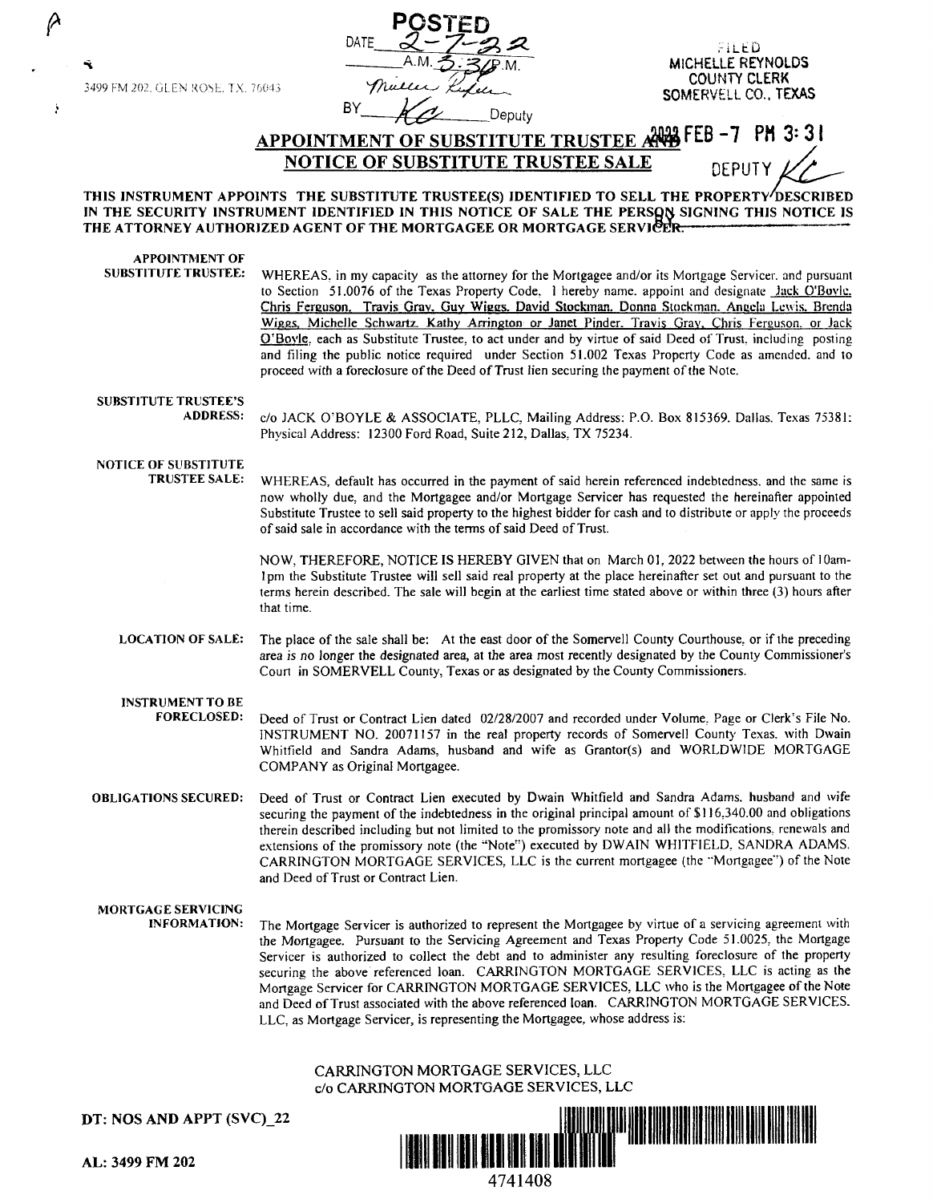3499 FM 202, GLEN ROSE, TX 76043

POSTED
DATE 2-7-22
5:30 P.M.
Michelle Reynolds
BY KC Deputy

FILED
MICHELLE REYNOLDS
COUNTY CLERK
SOMERVELL CO., TEXAS

2022 FEB -7 PM 3:31
DEPUTY KC

## APPOINTMENT OF SUBSTITUTE TRUSTEE AND NOTICE OF SUBSTITUTE TRUSTEE SALE

**THIS INSTRUMENT APPOINTS THE SUBSTITUTE TRUSTEE(S) IDENTIFIED TO SELL THE PROPERTY DESCRIBED IN THE SECURITY INSTRUMENT IDENTIFIED IN THIS NOTICE OF SALE THE PERSON SIGNING THIS NOTICE IS THE ATTORNEY AUTHORIZED AGENT OF THE MORTGAGEE OR MORTGAGE SERVICER.**

**APPOINTMENT OF SUBSTITUTE TRUSTEE:** WHEREAS, in my capacity as the attorney for the Mortgagee and/or its Mortgage Servicer, and pursuant to Section 51.0076 of the Texas Property Code, I hereby name, appoint and designate Jack O'Boyle, Chris Ferguson, Travis Gray, Guy Wiggs, David Stockman, Donna Stockman, Angela Lewis, Brenda Wiggs, Michelle Schwartz, Kathy Arrington or Janet Pinder, Travis Gray, Chris Ferguson, or Jack O'Boyle, each as Substitute Trustee, to act under and by virtue of said Deed of Trust, including posting and filing the public notice required under Section 51.002 Texas Property Code as amended, and to proceed with a foreclosure of the Deed of Trust lien securing the payment of the Note.

**SUBSTITUTE TRUSTEE'S ADDRESS:** c/o JACK O'BOYLE & ASSOCIATE, PLLC, Mailing Address: P.O. Box 815369, Dallas, Texas 75381; Physical Address: 12300 Ford Road, Suite 212, Dallas, TX 75234.

**NOTICE OF SUBSTITUTE TRUSTEE SALE:** WHEREAS, default has occurred in the payment of said herein referenced indebtedness, and the same is now wholly due, and the Mortgagee and/or Mortgage Servicer has requested the hereinafter appointed Substitute Trustee to sell said property to the highest bidder for cash and to distribute or apply the proceeds of said sale in accordance with the terms of said Deed of Trust.

NOW, THEREFORE, NOTICE IS HEREBY GIVEN that on March 01, 2022 between the hours of 10am-1pm the Substitute Trustee will sell said real property at the place hereinafter set out and pursuant to the terms herein described. The sale will begin at the earliest time stated above or within three (3) hours after that time.

**LOCATION OF SALE:** The place of the sale shall be: At the east door of the Somervell County Courthouse, or if the preceding area is no longer the designated area, at the area most recently designated by the County Commissioner's Court in SOMERVELL County, Texas or as designated by the County Commissioners.

**INSTRUMENT TO BE FORECLOSED:** Deed of Trust or Contract Lien dated 02/28/2007 and recorded under Volume, Page or Clerk's File No. INSTRUMENT NO. 20071157 in the real property records of Somervell County Texas, with Dwain Whitfield and Sandra Adams, husband and wife as Grantor(s) and WORLDWIDE MORTGAGE COMPANY as Original Mortgagee.

**OBLIGATIONS SECURED:** Deed of Trust or Contract Lien executed by Dwain Whitfield and Sandra Adams, husband and wife securing the payment of the indebtedness in the original principal amount of $116,340.00 and obligations therein described including but not limited to the promissory note and all the modifications, renewals and extensions of the promissory note (the "Note") executed by DWAIN WHITFIELD, SANDRA ADAMS. CARRINGTON MORTGAGE SERVICES, LLC is the current mortgagee (the "Mortgagee") of the Note and Deed of Trust or Contract Lien.

**MORTGAGE SERVICING INFORMATION:** The Mortgage Servicer is authorized to represent the Mortgagee by virtue of a servicing agreement with the Mortgagee. Pursuant to the Servicing Agreement and Texas Property Code 51.0025, the Mortgage Servicer is authorized to collect the debt and to administer any resulting foreclosure of the property securing the above referenced loan. CARRINGTON MORTGAGE SERVICES, LLC is acting as the Mortgage Servicer for CARRINGTON MORTGAGE SERVICES, LLC who is the Mortgagee of the Note and Deed of Trust associated with the above referenced loan. CARRINGTON MORTGAGE SERVICES, LLC, as Mortgage Servicer, is representing the Mortgagee, whose address is:

CARRINGTON MORTGAGE SERVICES, LLC
c/o CARRINGTON MORTGAGE SERVICES, LLC

**DT: NOS AND APPT (SVC)_22**

**AL: 3499 FM 202**

4741408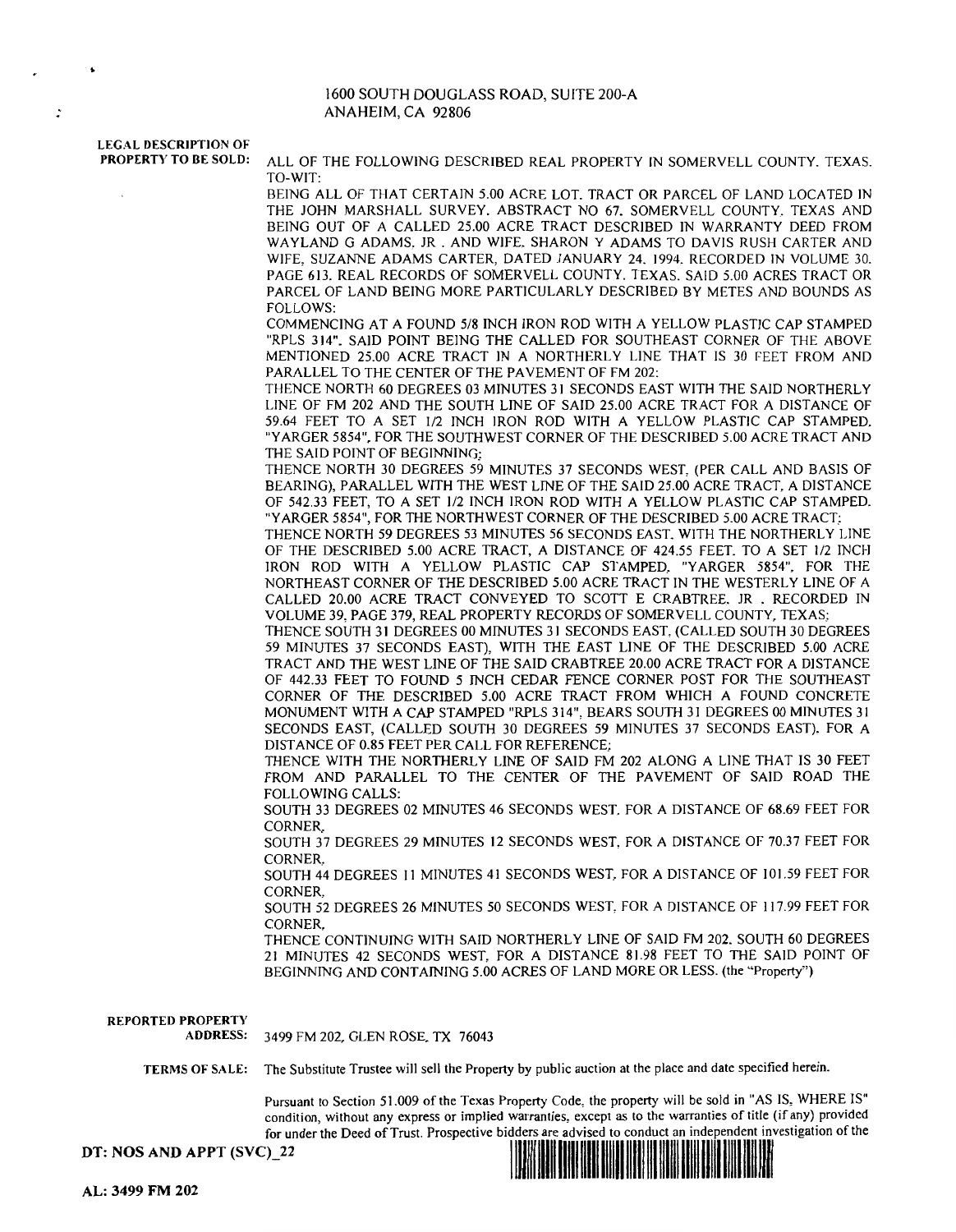1600 SOUTH DOUGLASS ROAD, SUITE 200-A
ANAHEIM, CA 92806

**LEGAL DESCRIPTION OF PROPERTY TO BE SOLD:** ALL OF THE FOLLOWING DESCRIBED REAL PROPERTY IN SOMERVELL COUNTY. TEXAS. TO-WIT:

BEING ALL OF THAT CERTAIN 5.00 ACRE LOT. TRACT OR PARCEL OF LAND LOCATED IN THE JOHN MARSHALL SURVEY. ABSTRACT NO 67. SOMERVELL COUNTY. TEXAS AND BEING OUT OF A CALLED 25.00 ACRE TRACT DESCRIBED IN WARRANTY DEED FROM WAYLAND G ADAMS. JR . AND WIFE. SHARON Y ADAMS TO DAVIS RUSH CARTER AND WIFE, SUZANNE ADAMS CARTER, DATED JANUARY 24. 1994. RECORDED IN VOLUME 30. PAGE 613. REAL RECORDS OF SOMERVELL COUNTY. TEXAS. SAID 5.00 ACRES TRACT OR PARCEL OF LAND BEING MORE PARTICULARLY DESCRIBED BY METES AND BOUNDS AS FOLLOWS:

COMMENCING AT A FOUND 5/8 INCH IRON ROD WITH A YELLOW PLASTIC CAP STAMPED "RPLS 314". SAID POINT BEING THE CALLED FOR SOUTHEAST CORNER OF THE ABOVE MENTIONED 25.00 ACRE TRACT IN A NORTHERLY LINE THAT IS 30 FEET FROM AND PARALLEL TO THE CENTER OF THE PAVEMENT OF FM 202:

THENCE NORTH 60 DEGREES 03 MINUTES 31 SECONDS EAST WITH THE SAID NORTHERLY LINE OF FM 202 AND THE SOUTH LINE OF SAID 25.00 ACRE TRACT FOR A DISTANCE OF 59.64 FEET TO A SET 1/2 INCH IRON ROD WITH A YELLOW PLASTIC CAP STAMPED. "YARGER 5854", FOR THE SOUTHWEST CORNER OF THE DESCRIBED 5.00 ACRE TRACT AND THE SAID POINT OF BEGINNING;

THENCE NORTH 30 DEGREES 59 MINUTES 37 SECONDS WEST, (PER CALL AND BASIS OF BEARING), PARALLEL WITH THE WEST LINE OF THE SAID 25.00 ACRE TRACT, A DISTANCE OF 542.33 FEET, TO A SET 1/2 INCH IRON ROD WITH A YELLOW PLASTIC CAP STAMPED. "YARGER 5854", FOR THE NORTHWEST CORNER OF THE DESCRIBED 5.00 ACRE TRACT;

THENCE NORTH 59 DEGREES 53 MINUTES 56 SECONDS EAST. WITH THE NORTHERLY LINE OF THE DESCRIBED 5.00 ACRE TRACT, A DISTANCE OF 424.55 FEET. TO A SET 1/2 INCH IRON ROD WITH A YELLOW PLASTIC CAP STAMPED. "YARGER 5854". FOR THE NORTHEAST CORNER OF THE DESCRIBED 5.00 ACRE TRACT IN THE WESTERLY LINE OF A CALLED 20.00 ACRE TRACT CONVEYED TO SCOTT E CRABTREE. JR . RECORDED IN VOLUME 39. PAGE 379, REAL PROPERTY RECORDS OF SOMERVELL COUNTY, TEXAS;

THENCE SOUTH 31 DEGREES 00 MINUTES 31 SECONDS EAST, (CALLED SOUTH 30 DEGREES 59 MINUTES 37 SECONDS EAST), WITH THE EAST LINE OF THE DESCRIBED 5.00 ACRE TRACT AND THE WEST LINE OF THE SAID CRABTREE 20.00 ACRE TRACT FOR A DISTANCE OF 442.33 FEET TO FOUND 5 INCH CEDAR FENCE CORNER POST FOR THE SOUTHEAST CORNER OF THE DESCRIBED 5.00 ACRE TRACT FROM WHICH A FOUND CONCRETE MONUMENT WITH A CAP STAMPED "RPLS 314", BEARS SOUTH 31 DEGREES 00 MINUTES 31 SECONDS EAST, (CALLED SOUTH 30 DEGREES 59 MINUTES 37 SECONDS EAST). FOR A DISTANCE OF 0.85 FEET PER CALL FOR REFERENCE;

THENCE WITH THE NORTHERLY LINE OF SAID FM 202 ALONG A LINE THAT IS 30 FEET FROM AND PARALLEL TO THE CENTER OF THE PAVEMENT OF SAID ROAD THE FOLLOWING CALLS:

SOUTH 33 DEGREES 02 MINUTES 46 SECONDS WEST. FOR A DISTANCE OF 68.69 FEET FOR CORNER,

SOUTH 37 DEGREES 29 MINUTES 12 SECONDS WEST. FOR A DISTANCE OF 70.37 FEET FOR CORNER,

SOUTH 44 DEGREES 11 MINUTES 41 SECONDS WEST, FOR A DISTANCE OF 101.59 FEET FOR CORNER,

SOUTH 52 DEGREES 26 MINUTES 50 SECONDS WEST. FOR A DISTANCE OF 117.99 FEET FOR CORNER,

THENCE CONTINUING WITH SAID NORTHERLY LINE OF SAID FM 202. SOUTH 60 DEGREES 21 MINUTES 42 SECONDS WEST, FOR A DISTANCE 81.98 FEET TO THE SAID POINT OF BEGINNING AND CONTAINING 5.00 ACRES OF LAND MORE OR LESS. (the "Property")

**REPORTED PROPERTY ADDRESS:** 3499 FM 202, GLEN ROSE. TX 76043

**TERMS OF SALE:** The Substitute Trustee will sell the Property by public auction at the place and date specified herein.

Pursuant to Section 51.009 of the Texas Property Code, the property will be sold in "AS IS, WHERE IS" condition, without any express or implied warranties, except as to the warranties of title (if any) provided for under the Deed of Trust. Prospective bidders are advised to conduct an independent investigation of the

**DT: NOS AND APPT (SVC)_22**

**AL: 3499 FM 202**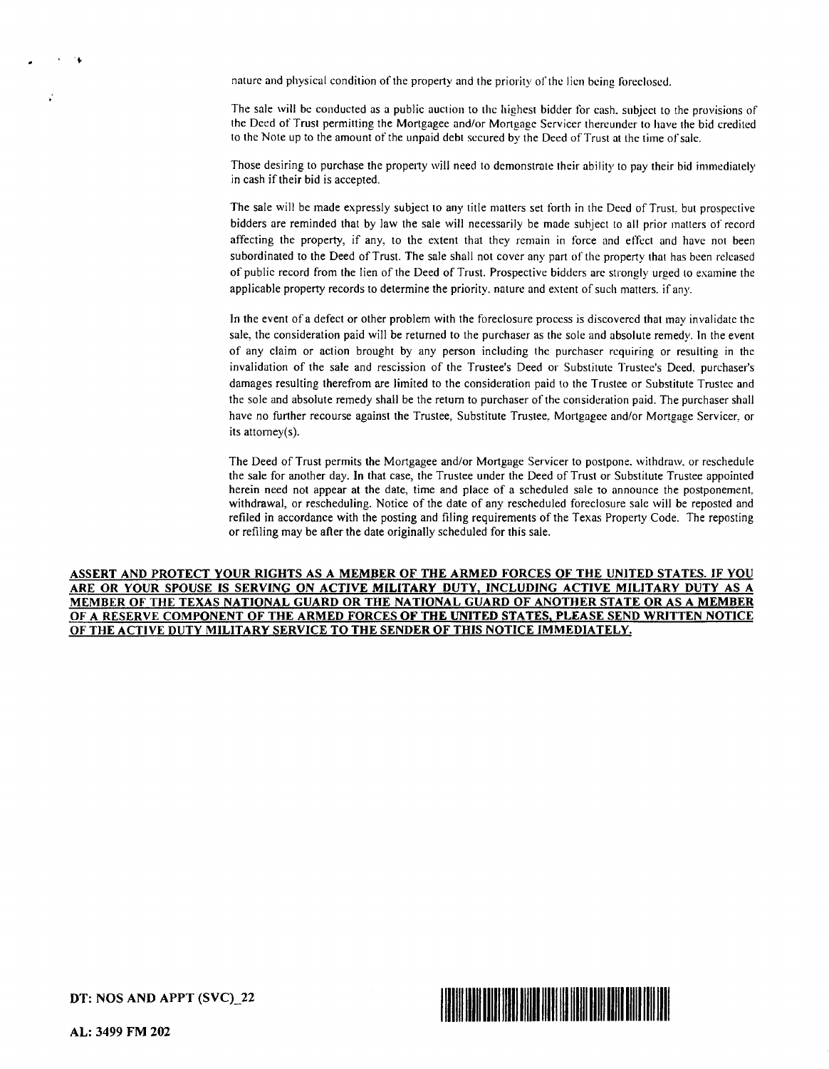nature and physical condition of the property and the priority of the lien being foreclosed.

The sale will be conducted as a public auction to the highest bidder for cash, subject to the provisions of the Deed of Trust permitting the Mortgagee and/or Mortgage Servicer thereunder to have the bid credited to the Note up to the amount of the unpaid debt secured by the Deed of Trust at the time of sale.

Those desiring to purchase the property will need to demonstrate their ability to pay their bid immediately in cash if their bid is accepted.

The sale will be made expressly subject to any title matters set forth in the Deed of Trust, but prospective bidders are reminded that by law the sale will necessarily be made subject to all prior matters of record affecting the property, if any, to the extent that they remain in force and effect and have not been subordinated to the Deed of Trust. The sale shall not cover any part of the property that has been released of public record from the lien of the Deed of Trust. Prospective bidders are strongly urged to examine the applicable property records to determine the priority, nature and extent of such matters, if any.

In the event of a defect or other problem with the foreclosure process is discovered that may invalidate the sale, the consideration paid will be returned to the purchaser as the sole and absolute remedy. In the event of any claim or action brought by any person including the purchaser requiring or resulting in the invalidation of the sale and rescission of the Trustee's Deed or Substitute Trustee's Deed, purchaser's damages resulting therefrom are limited to the consideration paid to the Trustee or Substitute Trustee and the sole and absolute remedy shall be the return to purchaser of the consideration paid. The purchaser shall have no further recourse against the Trustee, Substitute Trustee, Mortgagee and/or Mortgage Servicer, or its attorney(s).

The Deed of Trust permits the Mortgagee and/or Mortgage Servicer to postpone, withdraw, or reschedule the sale for another day. In that case, the Trustee under the Deed of Trust or Substitute Trustee appointed herein need not appear at the date, time and place of a scheduled sale to announce the postponement, withdrawal, or rescheduling. Notice of the date of any rescheduled foreclosure sale will be reposted and refiled in accordance with the posting and filing requirements of the Texas Property Code. The reposting or refiling may be after the date originally scheduled for this sale.

**ASSERT AND PROTECT YOUR RIGHTS AS A MEMBER OF THE ARMED FORCES OF THE UNITED STATES. IF YOU ARE OR YOUR SPOUSE IS SERVING ON ACTIVE MILITARY DUTY, INCLUDING ACTIVE MILITARY DUTY AS A MEMBER OF THE TEXAS NATIONAL GUARD OR THE NATIONAL GUARD OF ANOTHER STATE OR AS A MEMBER OF A RESERVE COMPONENT OF THE ARMED FORCES OF THE UNITED STATES, PLEASE SEND WRITTEN NOTICE OF THE ACTIVE DUTY MILITARY SERVICE TO THE SENDER OF THIS NOTICE IMMEDIATELY.**

**DT: NOS AND APPT (SVC)_22**

**AL: 3499 FM 202**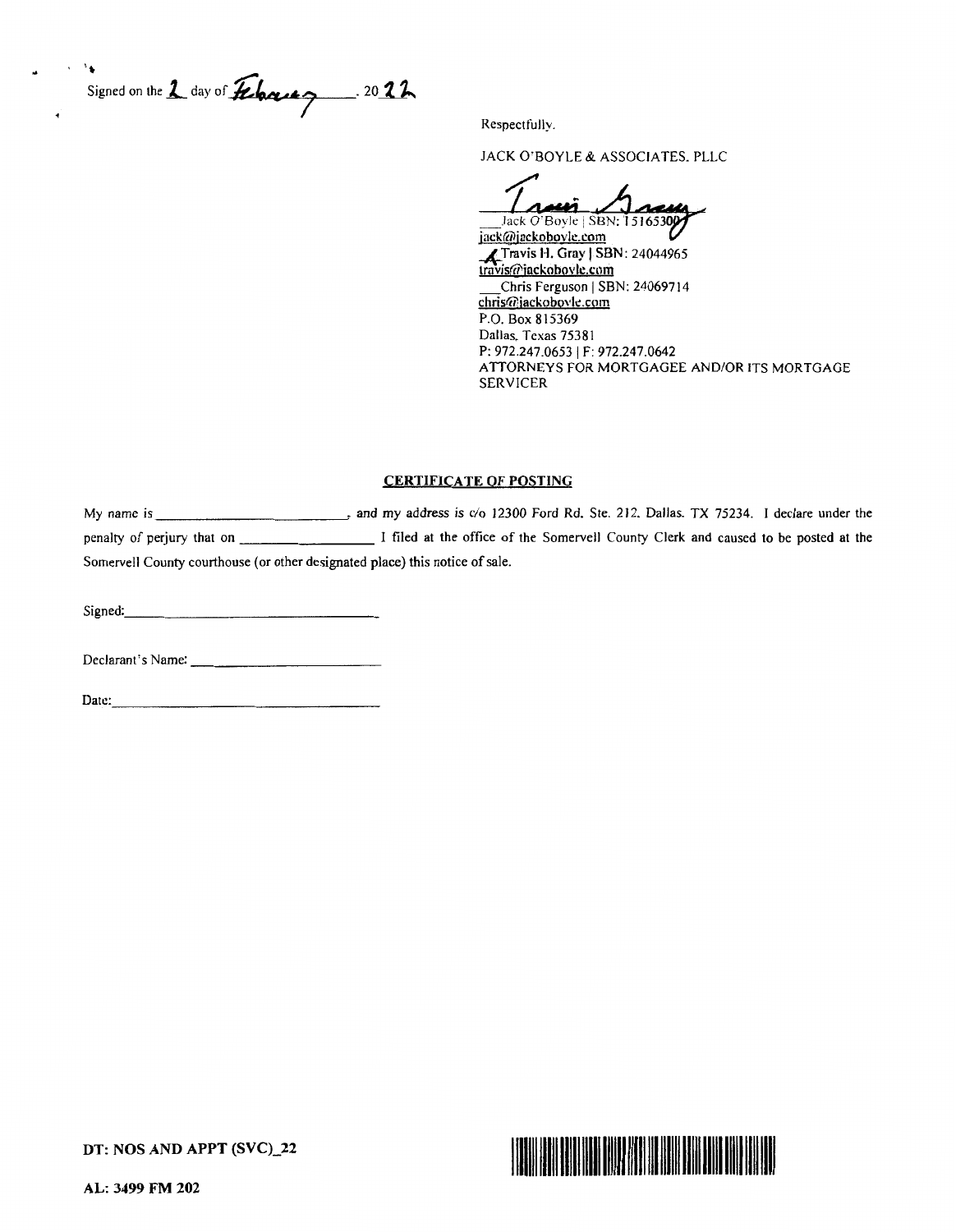Signed on the 1 day of February, 2022

Respectfully,

JACK O'BOYLE & ASSOCIATES, PLLC

___Jack O'Boyle | SBN: 15165300
jack@jackoboyle.com
X Travis H. Gray | SBN: 24044965
travis@jackoboyle.com
___Chris Ferguson | SBN: 24069714
chris@jackoboyle.com
P.O. Box 815369
Dallas, Texas 75381
P: 972.247.0653 | F: 972.247.0642
ATTORNEYS FOR MORTGAGEE AND/OR ITS MORTGAGE SERVICER

**CERTIFICATE OF POSTING**

My name is ______________________, and my address is c/o 12300 Ford Rd. Ste. 212, Dallas, TX 75234. I declare under the penalty of perjury that on __________________ I filed at the office of the Somervell County Clerk and caused to be posted at the Somervell County courthouse (or other designated place) this notice of sale.

Signed: ______________________________

Declarant's Name: ______________________

Date: ______________________________

**DT: NOS AND APPT (SVC)_22**

**AL: 3499 FM 202**